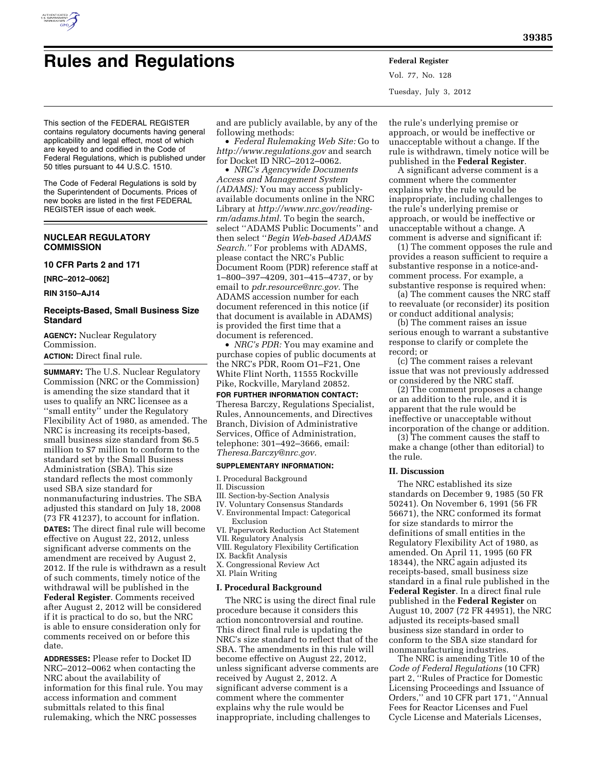# Rules and Regulations

This section of the FEDERAL REGISTER contains regulatory documents having general applicability and legal effect, most of which are keyed to and codified in the Code of Federal Regulations, which is published under 50 titles pursuant to 44 U.S.C. 1510.

The Code of Federal Regulations is sold by the Superintendent of Documents. Prices of new books are listed in the first FEDERAL REGISTER issue of each week.

## NUCLEAR REGULATORY COMMISSION

### 10 CFR Parts 2 and 171

**[NRC–2012–0062]**

**RIN 3150–AJ14**

### Receipts-Based, Small Business Size Standard

**AGENCY:** Nuclear Regulatory Commission.

**ACTION:** Direct final rule.

**SUMMARY:** The U.S. Nuclear Regulatory Commission (NRC or the Commission) is amending the size standard that it uses to qualify an NRC licensee as a ''small entity'' under the Regulatory Flexibility Act of 1980, as amended. The NRC is increasing its receipts-based, small business size standard from $6.5 million to $7 million to conform to the standard set by the Small Business Administration (SBA). This size standard reflects the most commonly used SBA size standard for nonmanufacturing industries. The SBA adjusted this standard on July 18, 2008 (73 FR 41237), to account for inflation.

**DATES:** The direct final rule will become effective on August 22, 2012, unless significant adverse comments on the amendment are received by August 2, 2012. If the rule is withdrawn as a result of such comments, timely notice of the withdrawal will be published in the **Federal Register**. Comments received after August 2, 2012 will be considered if it is practical to do so, but the NRC is able to ensure consideration only for comments received on or before this date.

**ADDRESSES:** Please refer to Docket ID NRC–2012–0062 when contacting the NRC about the availability of information for this final rule. You may access information and comment submittals related to this final rulemaking, which the NRC possesses and are publicly available, by any of the following methods:

- *Federal Rulemaking Web Site:* Go to *http://www.regulations.gov* and search for Docket ID NRC–2012–0062.
- *NRC's Agencywide Documents Access and Management System (ADAMS):* You may access publicly-available documents online in the NRC Library at *http://www.nrc.gov/reading-rm/adams.html*. To begin the search, select ''ADAMS Public Documents'' and then select ''*Begin Web-based ADAMS Search.''* For problems with ADAMS, please contact the NRC's Public Document Room (PDR) reference staff at 1–800–397–4209, 301–415–4737, or by email to *pdr.resource@nrc.gov.* The ADAMS accession number for each document referenced in this notice (if that document is available in ADAMS) is provided the first time that a document is referenced.
- *NRC's PDR:* You may examine and purchase copies of public documents at the NRC's PDR, Room O1–F21, One White Flint North, 11555 Rockville Pike, Rockville, Maryland 20852.

**FOR FURTHER INFORMATION CONTACT:** Theresa Barczy, Regulations Specialist, Rules, Announcements, and Directives Branch, Division of Administrative Services, Office of Administration, telephone: 301–492–3666, email: *Theresa.Barczy@nrc.gov.*

**SUPPLEMENTARY INFORMATION:**

I. Procedural Background
II. Discussion
III. Section-by-Section Analysis
IV. Voluntary Consensus Standards
V. Environmental Impact: Categorical Exclusion
VI. Paperwork Reduction Act Statement
VII. Regulatory Analysis
VIII. Regulatory Flexibility Certification
IX. Backfit Analysis
X. Congressional Review Act
XI. Plain Writing

### I. Procedural Background

The NRC is using the direct final rule procedure because it considers this action noncontroversial and routine. This direct final rule is updating the NRC's size standard to reflect that of the SBA. The amendments in this rule will become effective on August 22, 2012, unless significant adverse comments are received by August 2, 2012. A significant adverse comment is a comment where the commenter explains why the rule would be inappropriate, including challenges to the rule's underlying premise or approach, or would be ineffective or unacceptable without a change. If the rule is withdrawn, timely notice will be published in the **Federal Register**.

A significant adverse comment is a comment where the commenter explains why the rule would be inappropriate, including challenges to the rule's underlying premise or approach, or would be ineffective or unacceptable without a change. A comment is adverse and significant if:

(1) The comment opposes the rule and provides a reason sufficient to require a substantive response in a notice-and-comment process. For example, a substantive response is required when:

(a) The comment causes the NRC staff to reevaluate (or reconsider) its position or conduct additional analysis;

(b) The comment raises an issue serious enough to warrant a substantive response to clarify or complete the record; or

(c) The comment raises a relevant issue that was not previously addressed or considered by the NRC staff.

(2) The comment proposes a change or an addition to the rule, and it is apparent that the rule would be ineffective or unacceptable without incorporation of the change or addition.

(3) The comment causes the staff to make a change (other than editorial) to the rule.

### II. Discussion

The NRC established its size standards on December 9, 1985 (50 FR 50241). On November 6, 1991 (56 FR 56671), the NRC conformed its format for size standards to mirror the definitions of small entities in the Regulatory Flexibility Act of 1980, as amended. On April 11, 1995 (60 FR 18344), the NRC again adjusted its receipts-based, small business size standard in a final rule published in the **Federal Register**. In a direct final rule published in the **Federal Register** on August 10, 2007 (72 FR 44951), the NRC adjusted its receipts-based small business size standard in order to conform to the SBA size standard for nonmanufacturing industries.

The NRC is amending Title 10 of the *Code of Federal Regulations* (10 CFR) part 2, ''Rules of Practice for Domestic Licensing Proceedings and Issuance of Orders,'' and 10 CFR part 171, ''Annual Fees for Reactor Licenses and Fuel Cycle License and Materials Licenses,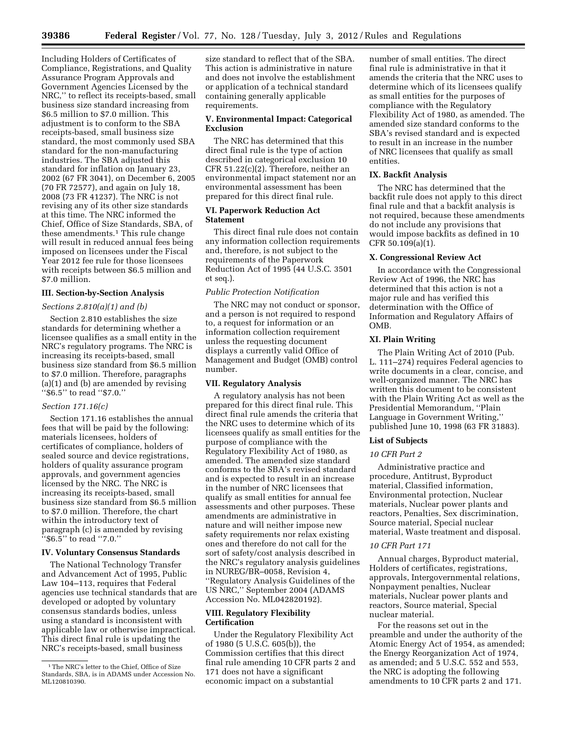Including Holders of Certificates of Compliance, Registrations, and Quality Assurance Program Approvals and Government Agencies Licensed by the NRC,'' to reflect its receipts-based, small business size standard increasing from $6.5 million to $7.0 million. This adjustment is to conform to the SBA receipts-based, small business size standard, the most commonly used SBA standard for the non-manufacturing industries. The SBA adjusted this standard for inflation on January 23, 2002 (67 FR 3041), on December 6, 2005 (70 FR 72577), and again on July 18, 2008 (73 FR 41237). The NRC is not revising any of its other size standards at this time. The NRC informed the Chief, Office of Size Standards, SBA, of these amendments.[1] This rule change will result in reduced annual fees being imposed on licensees under the Fiscal Year 2012 fee rule for those licensees with receipts between $6.5 million and $7.0 million.

### III. Section-by-Section Analysis

*Sections 2.810(a)(1) and (b)*

Section 2.810 establishes the size standards for determining whether a licensee qualifies as a small entity in the NRC's regulatory programs. The NRC is increasing its receipts-based, small business size standard from $6.5 million to $7.0 million. Therefore, paragraphs (a)(1) and (b) are amended by revising ''$6.5'' to read ''$7.0.''

*Section 171.16(c)*

Section 171.16 establishes the annual fees that will be paid by the following: materials licensees, holders of certificates of compliance, holders of sealed source and device registrations, holders of quality assurance program approvals, and government agencies licensed by the NRC. The NRC is increasing its receipts-based, small business size standard from $6.5 million to $7.0 million. Therefore, the chart within the introductory text of paragraph (c) is amended by revising ''$6.5'' to read ''7.0.''

### IV. Voluntary Consensus Standards

The National Technology Transfer and Advancement Act of 1995, Public Law 104–113, requires that Federal agencies use technical standards that are developed or adopted by voluntary consensus standards bodies, unless using a standard is inconsistent with applicable law or otherwise impractical. This direct final rule is updating the NRC's receipts-based, small business size standard to reflect that of the SBA. This action is administrative in nature and does not involve the establishment or application of a technical standard containing generally applicable requirements.

### V. Environmental Impact: Categorical Exclusion

The NRC has determined that this direct final rule is the type of action described in categorical exclusion 10 CFR 51.22(c)(2). Therefore, neither an environmental impact statement nor an environmental assessment has been prepared for this direct final rule.

### VI. Paperwork Reduction Act Statement

This direct final rule does not contain any information collection requirements and, therefore, is not subject to the requirements of the Paperwork Reduction Act of 1995 (44 U.S.C. 3501 et seq.).

*Public Protection Notification*

The NRC may not conduct or sponsor, and a person is not required to respond to, a request for information or an information collection requirement unless the requesting document displays a currently valid Office of Management and Budget (OMB) control number.

### VII. Regulatory Analysis

A regulatory analysis has not been prepared for this direct final rule. This direct final rule amends the criteria that the NRC uses to determine which of its licensees qualify as small entities for the purpose of compliance with the Regulatory Flexibility Act of 1980, as amended. The amended size standard conforms to the SBA's revised standard and is expected to result in an increase in the number of NRC licensees that qualify as small entities for annual fee assessments and other purposes. These amendments are administrative in nature and will neither impose new safety requirements nor relax existing ones and therefore do not call for the sort of safety/cost analysis described in the NRC's regulatory analysis guidelines in NUREG/BR–0058, Revision 4, ''Regulatory Analysis Guidelines of the US NRC,'' September 2004 (ADAMS Accession No. ML042820192).

### VIII. Regulatory Flexibility Certification

Under the Regulatory Flexibility Act of 1980 (5 U.S.C. 605(b)), the Commission certifies that this direct final rule amending 10 CFR parts 2 and 171 does not have a significant economic impact on a substantial number of small entities. The direct final rule is administrative in that it amends the criteria that the NRC uses to determine which of its licensees qualify as small entities for the purposes of compliance with the Regulatory Flexibility Act of 1980, as amended. The amended size standard conforms to the SBA's revised standard and is expected to result in an increase in the number of NRC licensees that qualify as small entities.

### IX. Backfit Analysis

The NRC has determined that the backfit rule does not apply to this direct final rule and that a backfit analysis is not required, because these amendments do not include any provisions that would impose backfits as defined in 10 CFR 50.109(a)(1).

### X. Congressional Review Act

In accordance with the Congressional Review Act of 1996, the NRC has determined that this action is not a major rule and has verified this determination with the Office of Information and Regulatory Affairs of OMB.

### XI. Plain Writing

The Plain Writing Act of 2010 (Pub. L. 111–274) requires Federal agencies to write documents in a clear, concise, and well-organized manner. The NRC has written this document to be consistent with the Plain Writing Act as well as the Presidential Memorandum, ''Plain Language in Government Writing,'' published June 10, 1998 (63 FR 31883).

### List of Subjects

*10 CFR Part 2*

Administrative practice and procedure, Antitrust, Byproduct material, Classified information, Environmental protection, Nuclear materials, Nuclear power plants and reactors, Penalties, Sex discrimination, Source material, Special nuclear material, Waste treatment and disposal.

*10 CFR Part 171*

Annual charges, Byproduct material, Holders of certificates, registrations, approvals, Intergovernmental relations, Nonpayment penalties, Nuclear materials, Nuclear power plants and reactors, Source material, Special nuclear material.

For the reasons set out in the preamble and under the authority of the Atomic Energy Act of 1954, as amended; the Energy Reorganization Act of 1974, as amended; and 5 U.S.C. 552 and 553, the NRC is adopting the following amendments to 10 CFR parts 2 and 171.

---

[1] The NRC's letter to the Chief, Office of Size Standards, SBA, is in ADAMS under Accession No. ML120810390.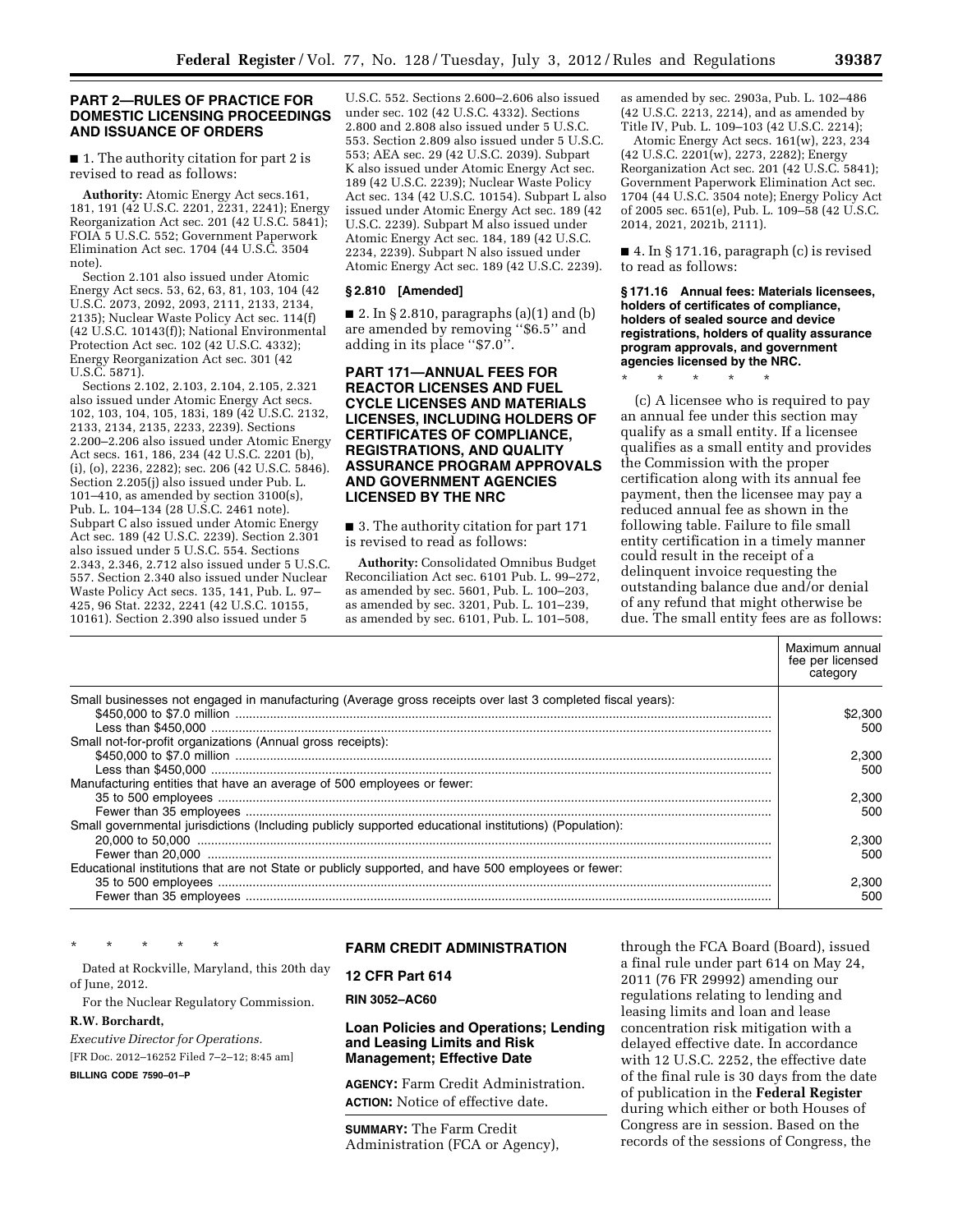## PART 2—RULES OF PRACTICE FOR DOMESTIC LICENSING PROCEEDINGS AND ISSUANCE OF ORDERS

■ 1. The authority citation for part 2 is revised to read as follows:

**Authority:** Atomic Energy Act secs.161, 181, 191 (42 U.S.C. 2201, 2231, 2241); Energy Reorganization Act sec. 201 (42 U.S.C. 5841); FOIA 5 U.S.C. 552; Government Paperwork Elimination Act sec. 1704 (44 U.S.C. 3504 note).

Section 2.101 also issued under Atomic Energy Act secs. 53, 62, 63, 81, 103, 104 (42 U.S.C. 2073, 2092, 2093, 2111, 2133, 2134, 2135); Nuclear Waste Policy Act sec. 114(f) (42 U.S.C. 10143(f)); National Environmental Protection Act sec. 102 (42 U.S.C. 4332); Energy Reorganization Act sec. 301 (42 U.S.C. 5871).

Sections 2.102, 2.103, 2.104, 2.105, 2.321 also issued under Atomic Energy Act secs. 102, 103, 104, 105, 183i, 189 (42 U.S.C. 2132, 2133, 2134, 2135, 2233, 2239). Sections 2.200–2.206 also issued under Atomic Energy Act secs. 161, 186, 234 (42 U.S.C. 2201 (b), (i), (o), 2236, 2282); sec. 206 (42 U.S.C. 5846). Section 2.205(j) also issued under Pub. L. 101–410, as amended by section 3100(s), Pub. L. 104–134 (28 U.S.C. 2461 note). Subpart C also issued under Atomic Energy Act sec. 189 (42 U.S.C. 2239). Section 2.301 also issued under 5 U.S.C. 554. Sections 2.343, 2.346, 2.712 also issued under 5 U.S.C. 557. Section 2.340 also issued under Nuclear Waste Policy Act secs. 135, 141, Pub. L. 97–425, 96 Stat. 2232, 2241 (42 U.S.C. 10155, 10161). Section 2.390 also issued under 5 U.S.C. 552. Sections 2.600–2.606 also issued under sec. 102 (42 U.S.C. 4332). Sections 2.800 and 2.808 also issued under 5 U.S.C. 553. Section 2.809 also issued under 5 U.S.C. 553; AEA sec. 29 (42 U.S.C. 2039). Subpart K also issued under Atomic Energy Act sec. 189 (42 U.S.C. 2239); Nuclear Waste Policy Act sec. 134 (42 U.S.C. 10154). Subpart L also issued under Atomic Energy Act sec. 189 (42 U.S.C. 2239). Subpart M also issued under Atomic Energy Act sec. 184, 189 (42 U.S.C. 2234, 2239). Subpart N also issued under Atomic Energy Act sec. 189 (42 U.S.C. 2239).

### § 2.810 [Amended]

■ 2. In § 2.810, paragraphs (a)(1) and (b) are amended by removing "$6.5" and adding in its place "$7.0".

## PART 171—ANNUAL FEES FOR REACTOR LICENSES AND FUEL CYCLE LICENSES AND MATERIALS LICENSES, INCLUDING HOLDERS OF CERTIFICATES OF COMPLIANCE, REGISTRATIONS, AND QUALITY ASSURANCE PROGRAM APPROVALS AND GOVERNMENT AGENCIES LICENSED BY THE NRC

■ 3. The authority citation for part 171 is revised to read as follows:

**Authority:** Consolidated Omnibus Budget Reconciliation Act sec. 6101 Pub. L. 99–272, as amended by sec. 5601, Pub. L. 100–203, as amended by sec. 3201, Pub. L. 101–239, as amended by sec. 6101, Pub. L. 101–508, as amended by sec. 2903a, Pub. L. 102–486 (42 U.S.C. 2213, 2214), and as amended by Title IV, Pub. L. 109–103 (42 U.S.C. 2214);

Atomic Energy Act secs. 161(w), 223, 234 (42 U.S.C. 2201(w), 2273, 2282); Energy Reorganization Act sec. 201 (42 U.S.C. 5841); Government Paperwork Elimination Act sec. 1704 (44 U.S.C. 3504 note); Energy Policy Act of 2005 sec. 651(e), Pub. L. 109–58 (42 U.S.C. 2014, 2021, 2021b, 2111).

■ 4. In § 171.16, paragraph (c) is revised to read as follows:

**§ 171.16 Annual fees: Materials licensees, holders of certificates of compliance, holders of sealed source and device registrations, holders of quality assurance program approvals, and government agencies licensed by the NRC.**

\* \* \* \* \*

(c) A licensee who is required to pay an annual fee under this section may qualify as a small entity. If a licensee qualifies as a small entity and provides the Commission with the proper certification along with its annual fee payment, then the licensee may pay a reduced annual fee as shown in the following table. Failure to file small entity certification in a timely manner could result in the receipt of a delinquent invoice requesting the outstanding balance due and/or denial of any refund that might otherwise be due. The small entity fees are as follows:

| | Maximum annual fee per licensed category |
|---|---|
| Small businesses not engaged in manufacturing (Average gross receipts over last 3 completed fiscal years): | |
| $450,000 to $7.0 million | $2,300 |
| Less than $450,000 | 500 |
| Small not-for-profit organizations (Annual gross receipts): | |
| $450,000 to $7.0 million | 2,300 |
| Less than $450,000 | 500 |
| Manufacturing entities that have an average of 500 employees or fewer: | |
| 35 to 500 employees | 2,300 |
| Fewer than 35 employees | 500 |
| Small governmental jurisdictions (Including publicly supported educational institutions) (Population): | |
| 20,000 to 50,000 | 2,300 |
| Fewer than 20,000 | 500 |
| Educational institutions that are not State or publicly supported, and have 500 employees or fewer: | |
| 35 to 500 employees | 2,300 |
| Fewer than 35 employees | 500 |

\* \* \* \* \*

Dated at Rockville, Maryland, this 20th day of June, 2012.

For the Nuclear Regulatory Commission.

**R.W. Borchardt,**

*Executive Director for Operations.*

[FR Doc. 2012–16252 Filed 7–2–12; 8:45 am]

**BILLING CODE 7590–01–P**

## FARM CREDIT ADMINISTRATION

### 12 CFR Part 614

**RIN 3052–AC60**

### Loan Policies and Operations; Lending and Leasing Limits and Risk Management; Effective Date

**AGENCY:** Farm Credit Administration.

**ACTION:** Notice of effective date.

**SUMMARY:** The Farm Credit Administration (FCA or Agency), through the FCA Board (Board), issued a final rule under part 614 on May 24, 2011 (76 FR 29992) amending our regulations relating to lending and leasing limits and loan and lease concentration risk mitigation with a delayed effective date. In accordance with 12 U.S.C. 2252, the effective date of the final rule is 30 days from the date of publication in the **Federal Register** during which either or both Houses of Congress are in session. Based on the records of the sessions of Congress, the